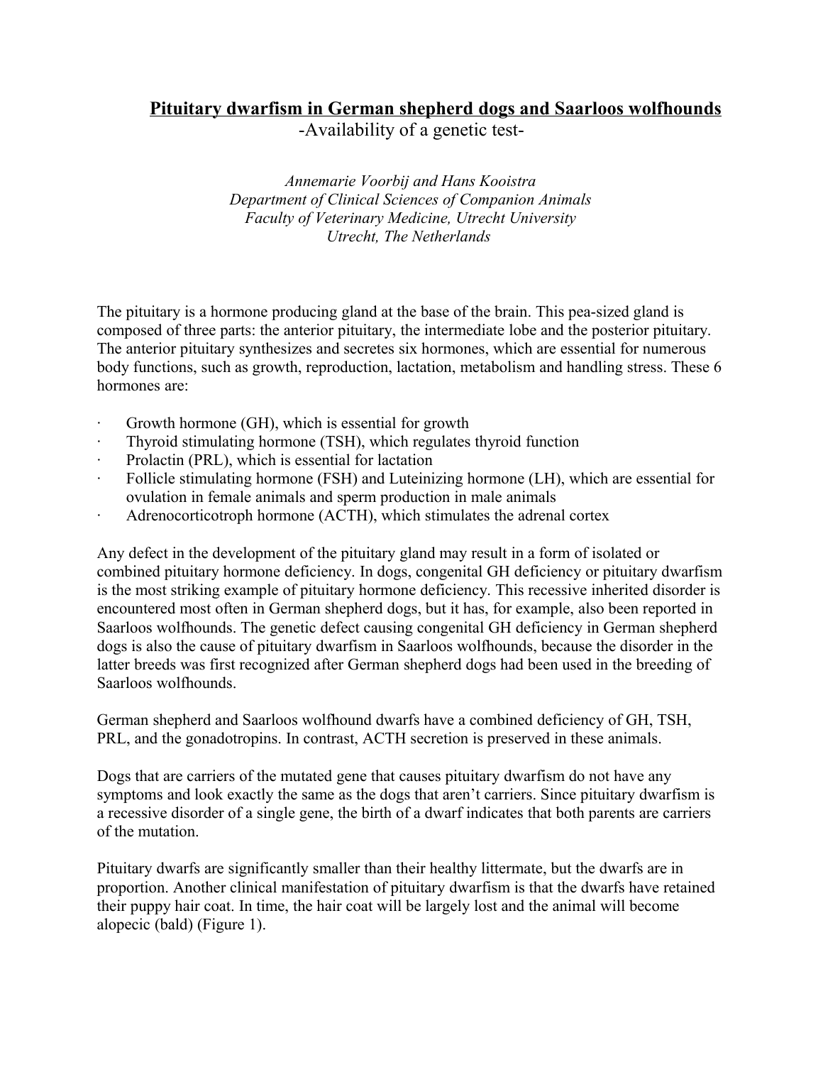# Pituitary dwarfism in German shepherd dogs and Saarloos wolfhounds

-Availability of a genetic test-

*Annemarie Voorbij and Hans Kooistra*
*Department of Clinical Sciences of Companion Animals*
*Faculty of Veterinary Medicine, Utrecht University*
*Utrecht, The Netherlands*

The pituitary is a hormone producing gland at the base of the brain. This pea-sized gland is composed of three parts: the anterior pituitary, the intermediate lobe and the posterior pituitary. The anterior pituitary synthesizes and secretes six hormones, which are essential for numerous body functions, such as growth, reproduction, lactation, metabolism and handling stress. These 6 hormones are:

- Growth hormone (GH), which is essential for growth
- Thyroid stimulating hormone (TSH), which regulates thyroid function
- Prolactin (PRL), which is essential for lactation
- Follicle stimulating hormone (FSH) and Luteinizing hormone (LH), which are essential for ovulation in female animals and sperm production in male animals
- Adrenocorticotroph hormone (ACTH), which stimulates the adrenal cortex

Any defect in the development of the pituitary gland may result in a form of isolated or combined pituitary hormone deficiency. In dogs, congenital GH deficiency or pituitary dwarfism is the most striking example of pituitary hormone deficiency. This recessive inherited disorder is encountered most often in German shepherd dogs, but it has, for example, also been reported in Saarloos wolfhounds. The genetic defect causing congenital GH deficiency in German shepherd dogs is also the cause of pituitary dwarfism in Saarloos wolfhounds, because the disorder in the latter breeds was first recognized after German shepherd dogs had been used in the breeding of Saarloos wolfhounds.

German shepherd and Saarloos wolfhound dwarfs have a combined deficiency of GH, TSH, PRL, and the gonadotropins. In contrast, ACTH secretion is preserved in these animals.

Dogs that are carriers of the mutated gene that causes pituitary dwarfism do not have any symptoms and look exactly the same as the dogs that aren't carriers. Since pituitary dwarfism is a recessive disorder of a single gene, the birth of a dwarf indicates that both parents are carriers of the mutation.

Pituitary dwarfs are significantly smaller than their healthy littermate, but the dwarfs are in proportion. Another clinical manifestation of pituitary dwarfism is that the dwarfs have retained their puppy hair coat. In time, the hair coat will be largely lost and the animal will become alopecic (bald) (Figure 1).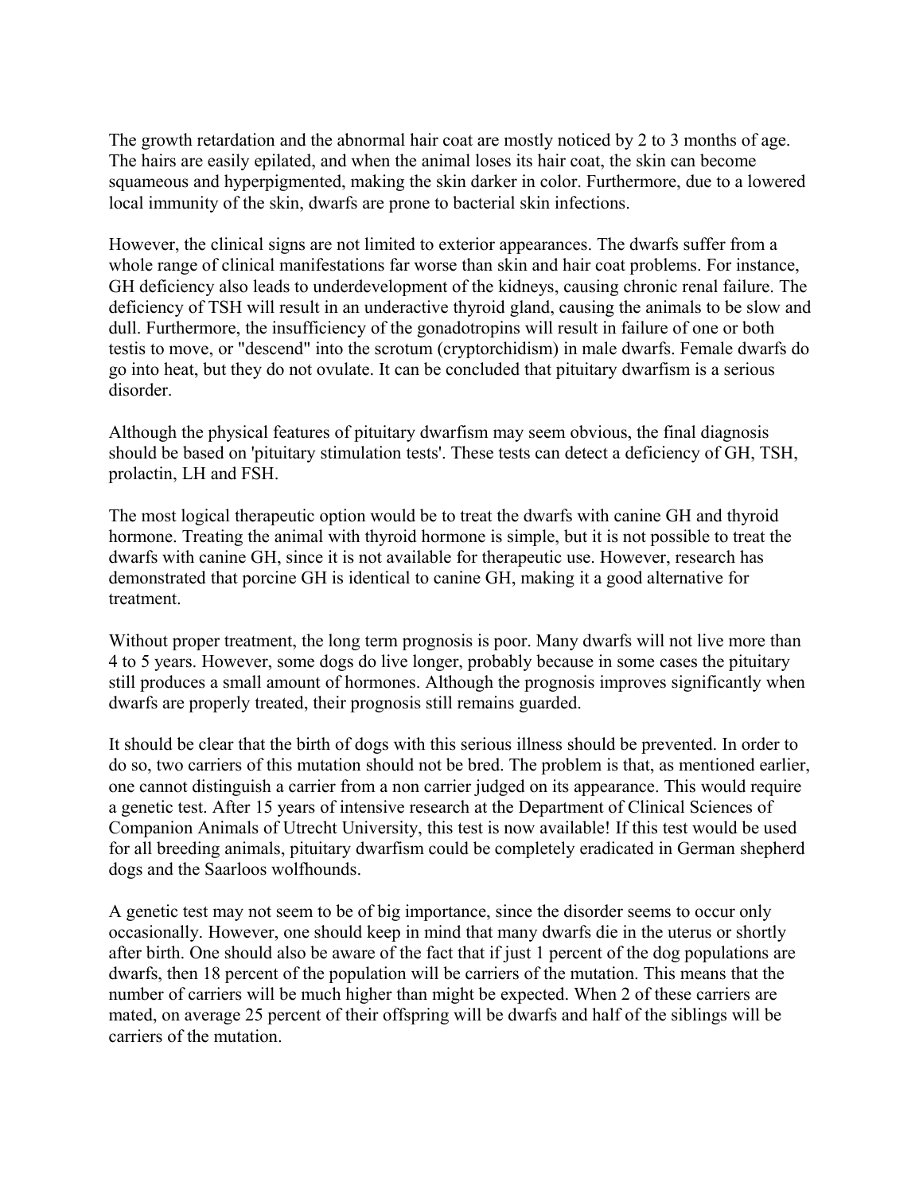The growth retardation and the abnormal hair coat are mostly noticed by 2 to 3 months of age. The hairs are easily epilated, and when the animal loses its hair coat, the skin can become squameous and hyperpigmented, making the skin darker in color. Furthermore, due to a lowered local immunity of the skin, dwarfs are prone to bacterial skin infections.

However, the clinical signs are not limited to exterior appearances. The dwarfs suffer from a whole range of clinical manifestations far worse than skin and hair coat problems. For instance, GH deficiency also leads to underdevelopment of the kidneys, causing chronic renal failure. The deficiency of TSH will result in an underactive thyroid gland, causing the animals to be slow and dull. Furthermore, the insufficiency of the gonadotropins will result in failure of one or both testis to move, or "descend" into the scrotum (cryptorchidism) in male dwarfs. Female dwarfs do go into heat, but they do not ovulate. It can be concluded that pituitary dwarfism is a serious disorder.

Although the physical features of pituitary dwarfism may seem obvious, the final diagnosis should be based on 'pituitary stimulation tests'. These tests can detect a deficiency of GH, TSH, prolactin, LH and FSH.

The most logical therapeutic option would be to treat the dwarfs with canine GH and thyroid hormone. Treating the animal with thyroid hormone is simple, but it is not possible to treat the dwarfs with canine GH, since it is not available for therapeutic use. However, research has demonstrated that porcine GH is identical to canine GH, making it a good alternative for treatment.

Without proper treatment, the long term prognosis is poor. Many dwarfs will not live more than 4 to 5 years. However, some dogs do live longer, probably because in some cases the pituitary still produces a small amount of hormones. Although the prognosis improves significantly when dwarfs are properly treated, their prognosis still remains guarded.

It should be clear that the birth of dogs with this serious illness should be prevented. In order to do so, two carriers of this mutation should not be bred. The problem is that, as mentioned earlier, one cannot distinguish a carrier from a non carrier judged on its appearance. This would require a genetic test. After 15 years of intensive research at the Department of Clinical Sciences of Companion Animals of Utrecht University, this test is now available! If this test would be used for all breeding animals, pituitary dwarfism could be completely eradicated in German shepherd dogs and the Saarloos wolfhounds.

A genetic test may not seem to be of big importance, since the disorder seems to occur only occasionally. However, one should keep in mind that many dwarfs die in the uterus or shortly after birth. One should also be aware of the fact that if just 1 percent of the dog populations are dwarfs, then 18 percent of the population will be carriers of the mutation. This means that the number of carriers will be much higher than might be expected. When 2 of these carriers are mated, on average 25 percent of their offspring will be dwarfs and half of the siblings will be carriers of the mutation.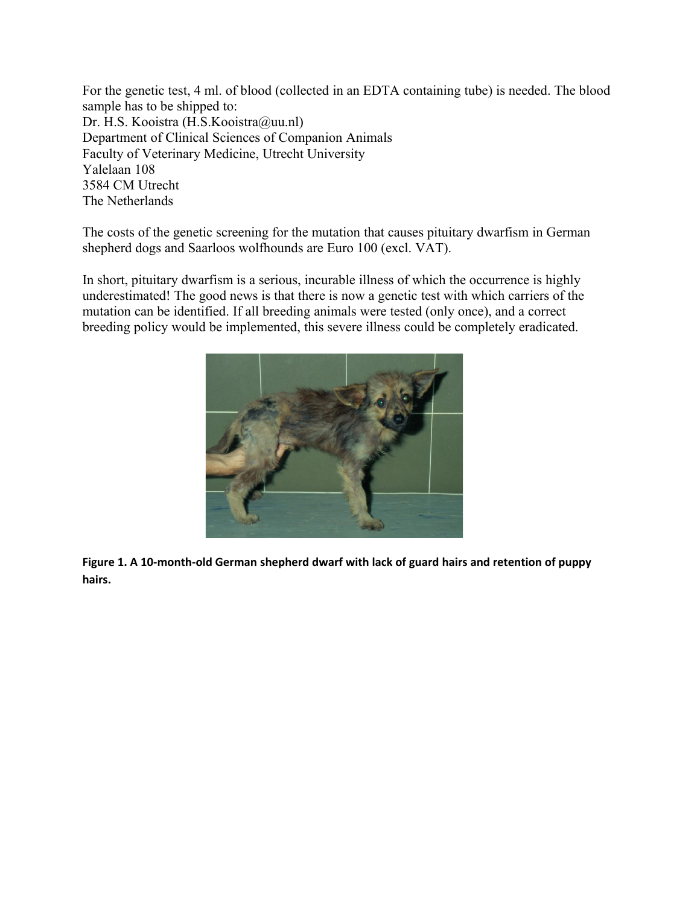For the genetic test, 4 ml. of blood (collected in an EDTA containing tube) is needed. The blood sample has to be shipped to:
Dr. H.S. Kooistra (H.S.Kooistra@uu.nl)
Department of Clinical Sciences of Companion Animals
Faculty of Veterinary Medicine, Utrecht University
Yalelaan 108
3584 CM Utrecht
The Netherlands

The costs of the genetic screening for the mutation that causes pituitary dwarfism in German shepherd dogs and Saarloos wolfhounds are Euro 100 (excl. VAT).

In short, pituitary dwarfism is a serious, incurable illness of which the occurrence is highly underestimated! The good news is that there is now a genetic test with which carriers of the mutation can be identified. If all breeding animals were tested (only once), and a correct breeding policy would be implemented, this severe illness could be completely eradicated.

**Figure 1. A 10-month-old German shepherd dwarf with lack of guard hairs and retention of puppy hairs.**